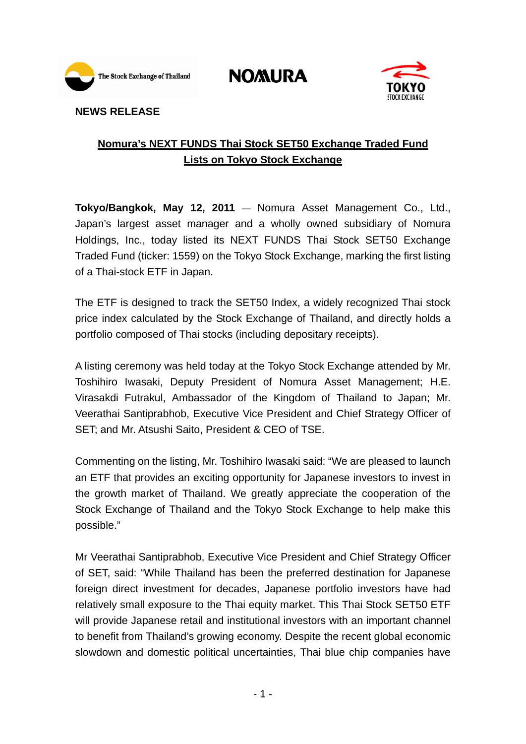**NEWS RELEASE**

# Nomura's NEXT FUNDS Thai Stock SET50 Exchange Traded Fund Lists on Tokyo Stock Exchange

**Tokyo/Bangkok, May 12, 2011** — Nomura Asset Management Co., Ltd., Japan's largest asset manager and a wholly owned subsidiary of Nomura Holdings, Inc., today listed its NEXT FUNDS Thai Stock SET50 Exchange Traded Fund (ticker: 1559) on the Tokyo Stock Exchange, marking the first listing of a Thai-stock ETF in Japan.

The ETF is designed to track the SET50 Index, a widely recognized Thai stock price index calculated by the Stock Exchange of Thailand, and directly holds a portfolio composed of Thai stocks (including depositary receipts).

A listing ceremony was held today at the Tokyo Stock Exchange attended by Mr. Toshihiro Iwasaki, Deputy President of Nomura Asset Management; H.E. Virasakdi Futrakul, Ambassador of the Kingdom of Thailand to Japan; Mr. Veerathai Santiprabhob, Executive Vice President and Chief Strategy Officer of SET; and Mr. Atsushi Saito, President & CEO of TSE.

Commenting on the listing, Mr. Toshihiro Iwasaki said: "We are pleased to launch an ETF that provides an exciting opportunity for Japanese investors to invest in the growth market of Thailand. We greatly appreciate the cooperation of the Stock Exchange of Thailand and the Tokyo Stock Exchange to help make this possible."

Mr Veerathai Santiprabhob, Executive Vice President and Chief Strategy Officer of SET, said: "While Thailand has been the preferred destination for Japanese foreign direct investment for decades, Japanese portfolio investors have had relatively small exposure to the Thai equity market. This Thai Stock SET50 ETF will provide Japanese retail and institutional investors with an important channel to benefit from Thailand's growing economy. Despite the recent global economic slowdown and domestic political uncertainties, Thai blue chip companies have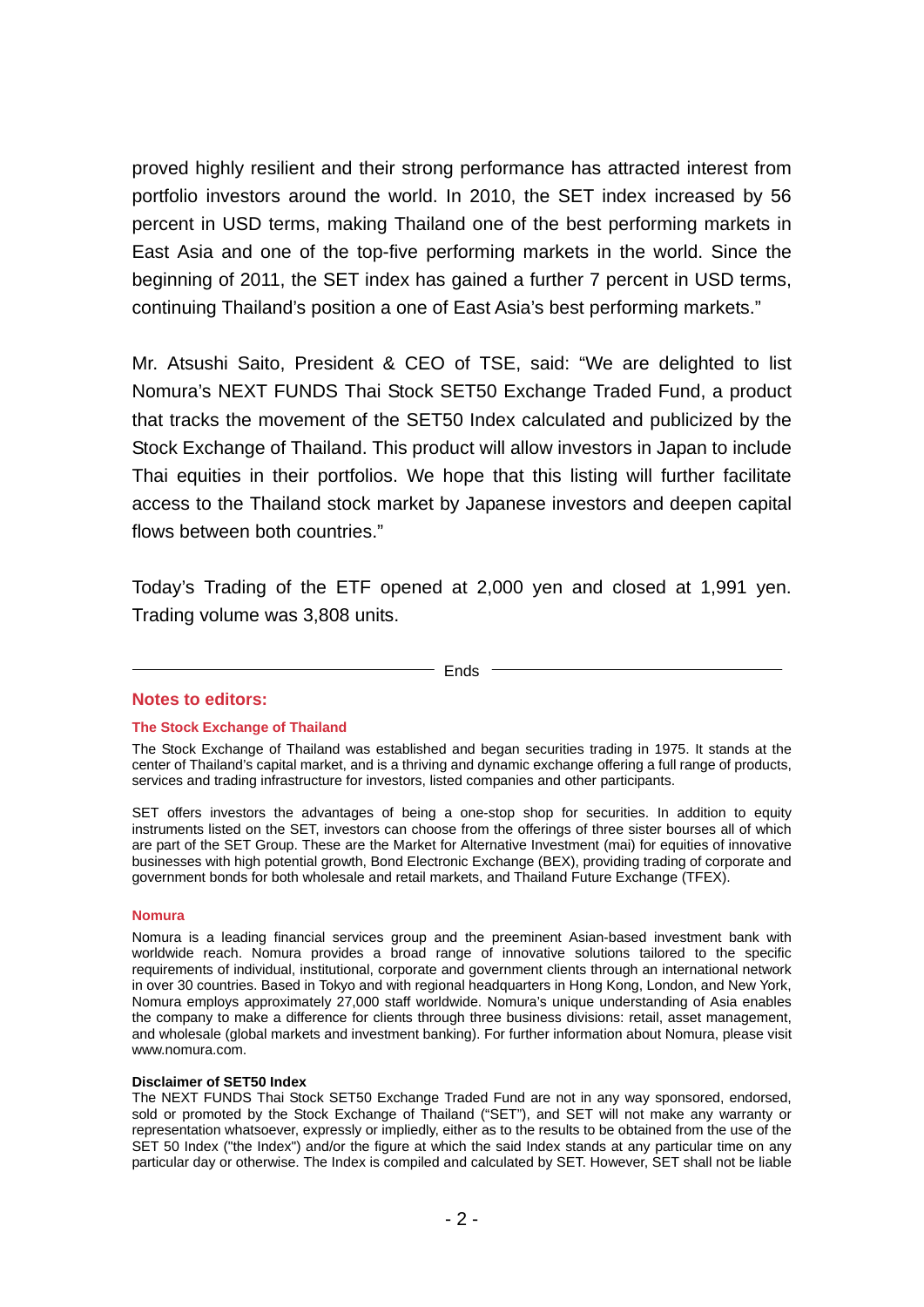proved highly resilient and their strong performance has attracted interest from portfolio investors around the world. In 2010, the SET index increased by 56 percent in USD terms, making Thailand one of the best performing markets in East Asia and one of the top-five performing markets in the world. Since the beginning of 2011, the SET index has gained a further 7 percent in USD terms, continuing Thailand's position a one of East Asia's best performing markets."

Mr. Atsushi Saito, President & CEO of TSE, said: "We are delighted to list Nomura's NEXT FUNDS Thai Stock SET50 Exchange Traded Fund, a product that tracks the movement of the SET50 Index calculated and publicized by the Stock Exchange of Thailand. This product will allow investors in Japan to include Thai equities in their portfolios. We hope that this listing will further facilitate access to the Thailand stock market by Japanese investors and deepen capital flows between both countries."

Today's Trading of the ETF opened at 2,000 yen and closed at 1,991 yen. Trading volume was 3,808 units.

Ends

## Notes to editors:

### The Stock Exchange of Thailand

The Stock Exchange of Thailand was established and began securities trading in 1975. It stands at the center of Thailand's capital market, and is a thriving and dynamic exchange offering a full range of products, services and trading infrastructure for investors, listed companies and other participants.

SET offers investors the advantages of being a one-stop shop for securities. In addition to equity instruments listed on the SET, investors can choose from the offerings of three sister bourses all of which are part of the SET Group. These are the Market for Alternative Investment (mai) for equities of innovative businesses with high potential growth, Bond Electronic Exchange (BEX), providing trading of corporate and government bonds for both wholesale and retail markets, and Thailand Future Exchange (TFEX).

### Nomura

Nomura is a leading financial services group and the preeminent Asian-based investment bank with worldwide reach. Nomura provides a broad range of innovative solutions tailored to the specific requirements of individual, institutional, corporate and government clients through an international network in over 30 countries. Based in Tokyo and with regional headquarters in Hong Kong, London, and New York, Nomura employs approximately 27,000 staff worldwide. Nomura's unique understanding of Asia enables the company to make a difference for clients through three business divisions: retail, asset management, and wholesale (global markets and investment banking). For further information about Nomura, please visit www.nomura.com.

**Disclaimer of SET50 Index**

The NEXT FUNDS Thai Stock SET50 Exchange Traded Fund are not in any way sponsored, endorsed, sold or promoted by the Stock Exchange of Thailand ("SET"), and SET will not make any warranty or representation whatsoever, expressly or impliedly, either as to the results to be obtained from the use of the SET 50 Index ("the Index") and/or the figure at which the said Index stands at any particular time on any particular day or otherwise. The Index is compiled and calculated by SET. However, SET shall not be liable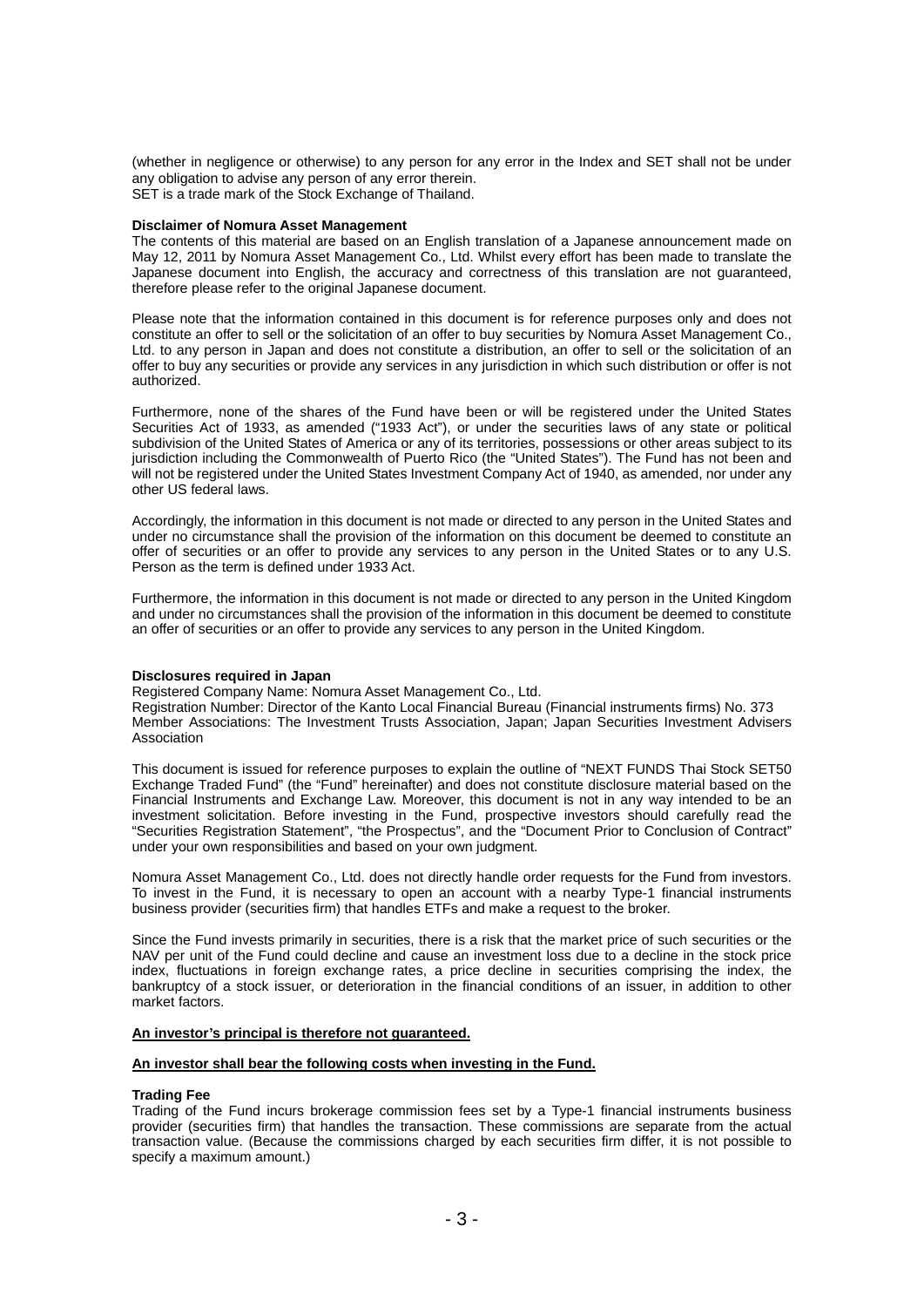(whether in negligence or otherwise) to any person for any error in the Index and SET shall not be under any obligation to advise any person of any error therein.
SET is a trade mark of the Stock Exchange of Thailand.

**Disclaimer of Nomura Asset Management**

The contents of this material are based on an English translation of a Japanese announcement made on May 12, 2011 by Nomura Asset Management Co., Ltd. Whilst every effort has been made to translate the Japanese document into English, the accuracy and correctness of this translation are not guaranteed, therefore please refer to the original Japanese document.

Please note that the information contained in this document is for reference purposes only and does not constitute an offer to sell or the solicitation of an offer to buy securities by Nomura Asset Management Co., Ltd. to any person in Japan and does not constitute a distribution, an offer to sell or the solicitation of an offer to buy any securities or provide any services in any jurisdiction in which such distribution or offer is not authorized.

Furthermore, none of the shares of the Fund have been or will be registered under the United States Securities Act of 1933, as amended ("1933 Act"), or under the securities laws of any state or political subdivision of the United States of America or any of its territories, possessions or other areas subject to its jurisdiction including the Commonwealth of Puerto Rico (the "United States"). The Fund has not been and will not be registered under the United States Investment Company Act of 1940, as amended, nor under any other US federal laws.

Accordingly, the information in this document is not made or directed to any person in the United States and under no circumstance shall the provision of the information on this document be deemed to constitute an offer of securities or an offer to provide any services to any person in the United States or to any U.S. Person as the term is defined under 1933 Act.

Furthermore, the information in this document is not made or directed to any person in the United Kingdom and under no circumstances shall the provision of the information in this document be deemed to constitute an offer of securities or an offer to provide any services to any person in the United Kingdom.

**Disclosures required in Japan**

Registered Company Name: Nomura Asset Management Co., Ltd.
Registration Number: Director of the Kanto Local Financial Bureau (Financial instruments firms) No. 373
Member Associations: The Investment Trusts Association, Japan; Japan Securities Investment Advisers Association

This document is issued for reference purposes to explain the outline of "NEXT FUNDS Thai Stock SET50 Exchange Traded Fund" (the "Fund" hereinafter) and does not constitute disclosure material based on the Financial Instruments and Exchange Law. Moreover, this document is not in any way intended to be an investment solicitation. Before investing in the Fund, prospective investors should carefully read the "Securities Registration Statement", "the Prospectus", and the "Document Prior to Conclusion of Contract" under your own responsibilities and based on your own judgment.

Nomura Asset Management Co., Ltd. does not directly handle order requests for the Fund from investors. To invest in the Fund, it is necessary to open an account with a nearby Type-1 financial instruments business provider (securities firm) that handles ETFs and make a request to the broker.

Since the Fund invests primarily in securities, there is a risk that the market price of such securities or the NAV per unit of the Fund could decline and cause an investment loss due to a decline in the stock price index, fluctuations in foreign exchange rates, a price decline in securities comprising the index, the bankruptcy of a stock issuer, or deterioration in the financial conditions of an issuer, in addition to other market factors.

**An investor's principal is therefore not guaranteed.**

**An investor shall bear the following costs when investing in the Fund.**

**Trading Fee**

Trading of the Fund incurs brokerage commission fees set by a Type-1 financial instruments business provider (securities firm) that handles the transaction. These commissions are separate from the actual transaction value. (Because the commissions charged by each securities firm differ, it is not possible to specify a maximum amount.)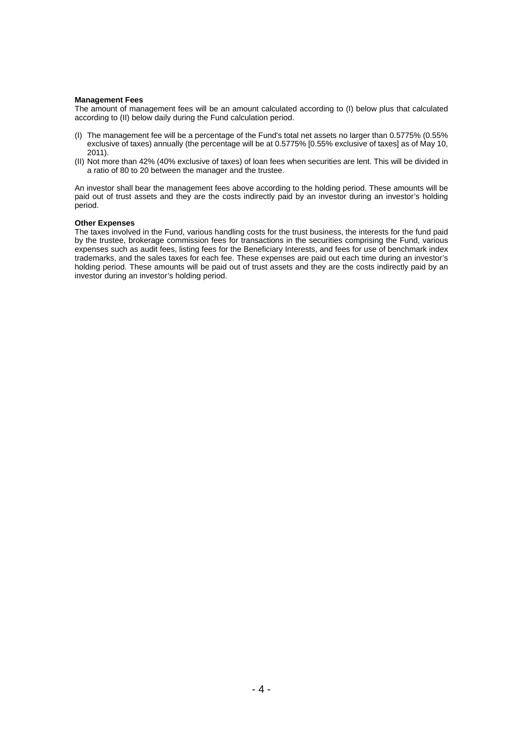**Management Fees**

The amount of management fees will be an amount calculated according to (I) below plus that calculated according to (II) below daily during the Fund calculation period.

(I) The management fee will be a percentage of the Fund's total net assets no larger than 0.5775% (0.55% exclusive of taxes) annually (the percentage will be at 0.5775% [0.55% exclusive of taxes] as of May 10, 2011).

(II) Not more than 42% (40% exclusive of taxes) of loan fees when securities are lent. This will be divided in a ratio of 80 to 20 between the manager and the trustee.

An investor shall bear the management fees above according to the holding period. These amounts will be paid out of trust assets and they are the costs indirectly paid by an investor during an investor's holding period.

**Other Expenses**

The taxes involved in the Fund, various handling costs for the trust business, the interests for the fund paid by the trustee, brokerage commission fees for transactions in the securities comprising the Fund, various expenses such as audit fees, listing fees for the Beneficiary Interests, and fees for use of benchmark index trademarks, and the sales taxes for each fee. These expenses are paid out each time during an investor's holding period. These amounts will be paid out of trust assets and they are the costs indirectly paid by an investor during an investor's holding period.